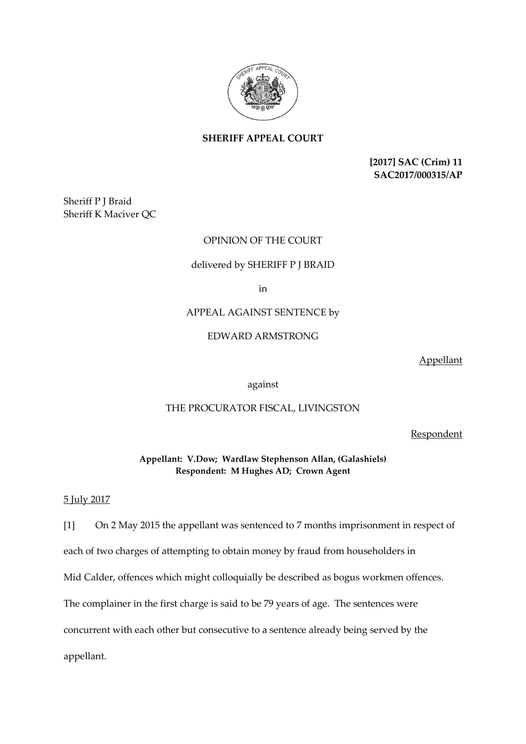**SHERIFF APPEAL COURT**

**[2017] SAC (Crim) 11**
**SAC2017/000315/AP**

Sheriff P J Braid
Sheriff K Maciver QC

OPINION OF THE COURT

delivered by SHERIFF P J BRAID

in

APPEAL AGAINST SENTENCE by

EDWARD ARMSTRONG

Appellant

against

THE PROCURATOR FISCAL, LIVINGSTON

Respondent

**Appellant: V.Dow; Wardlaw Stephenson Allan, (Galashiels)**
**Respondent: M Hughes AD; Crown Agent**

5 July 2017

[1] On 2 May 2015 the appellant was sentenced to 7 months imprisonment in respect of each of two charges of attempting to obtain money by fraud from householders in Mid Calder, offences which might colloquially be described as bogus workmen offences. The complainer in the first charge is said to be 79 years of age. The sentences were concurrent with each other but consecutive to a sentence already being served by the appellant.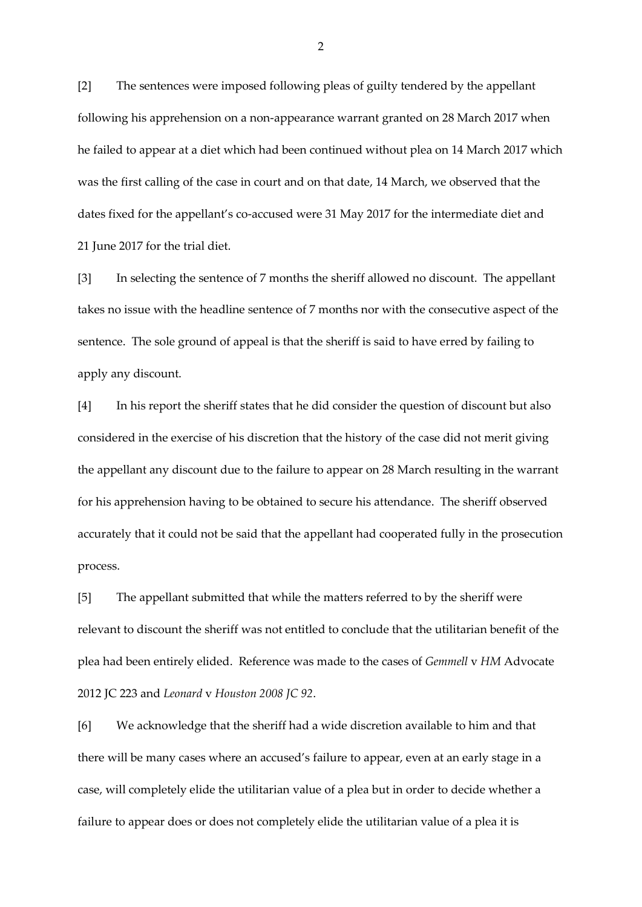[2] The sentences were imposed following pleas of guilty tendered by the appellant following his apprehension on a non-appearance warrant granted on 28 March 2017 when he failed to appear at a diet which had been continued without plea on 14 March 2017 which was the first calling of the case in court and on that date, 14 March, we observed that the dates fixed for the appellant's co-accused were 31 May 2017 for the intermediate diet and 21 June 2017 for the trial diet.

[3] In selecting the sentence of 7 months the sheriff allowed no discount. The appellant takes no issue with the headline sentence of 7 months nor with the consecutive aspect of the sentence. The sole ground of appeal is that the sheriff is said to have erred by failing to apply any discount.

[4] In his report the sheriff states that he did consider the question of discount but also considered in the exercise of his discretion that the history of the case did not merit giving the appellant any discount due to the failure to appear on 28 March resulting in the warrant for his apprehension having to be obtained to secure his attendance. The sheriff observed accurately that it could not be said that the appellant had cooperated fully in the prosecution process.

[5] The appellant submitted that while the matters referred to by the sheriff were relevant to discount the sheriff was not entitled to conclude that the utilitarian benefit of the plea had been entirely elided. Reference was made to the cases of *Gemmell* v *HM* Advocate 2012 JC 223 and *Leonard* v *Houston 2008 JC 92*.

[6] We acknowledge that the sheriff had a wide discretion available to him and that there will be many cases where an accused's failure to appear, even at an early stage in a case, will completely elide the utilitarian value of a plea but in order to decide whether a failure to appear does or does not completely elide the utilitarian value of a plea it is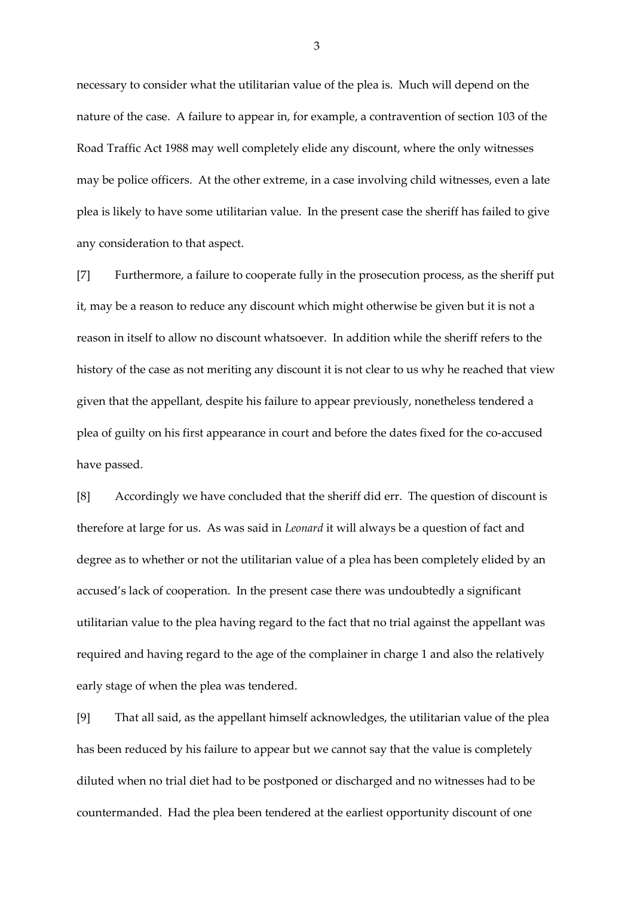necessary to consider what the utilitarian value of the plea is. Much will depend on the nature of the case. A failure to appear in, for example, a contravention of section 103 of the Road Traffic Act 1988 may well completely elide any discount, where the only witnesses may be police officers. At the other extreme, in a case involving child witnesses, even a late plea is likely to have some utilitarian value. In the present case the sheriff has failed to give any consideration to that aspect.

[7] Furthermore, a failure to cooperate fully in the prosecution process, as the sheriff put it, may be a reason to reduce any discount which might otherwise be given but it is not a reason in itself to allow no discount whatsoever. In addition while the sheriff refers to the history of the case as not meriting any discount it is not clear to us why he reached that view given that the appellant, despite his failure to appear previously, nonetheless tendered a plea of guilty on his first appearance in court and before the dates fixed for the co-accused have passed.

[8] Accordingly we have concluded that the sheriff did err. The question of discount is therefore at large for us. As was said in *Leonard* it will always be a question of fact and degree as to whether or not the utilitarian value of a plea has been completely elided by an accused's lack of cooperation. In the present case there was undoubtedly a significant utilitarian value to the plea having regard to the fact that no trial against the appellant was required and having regard to the age of the complainer in charge 1 and also the relatively early stage of when the plea was tendered.

[9] That all said, as the appellant himself acknowledges, the utilitarian value of the plea has been reduced by his failure to appear but we cannot say that the value is completely diluted when no trial diet had to be postponed or discharged and no witnesses had to be countermanded. Had the plea been tendered at the earliest opportunity discount of one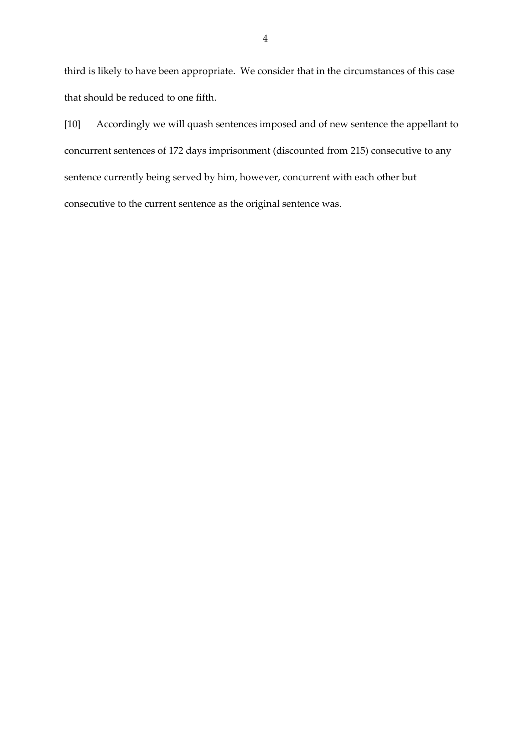third is likely to have been appropriate. We consider that in the circumstances of this case that should be reduced to one fifth.

[10] Accordingly we will quash sentences imposed and of new sentence the appellant to concurrent sentences of 172 days imprisonment (discounted from 215) consecutive to any sentence currently being served by him, however, concurrent with each other but consecutive to the current sentence as the original sentence was.